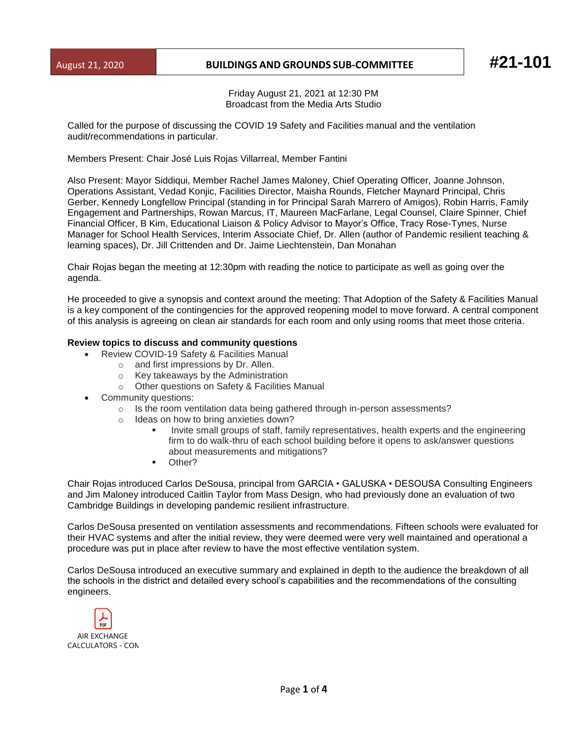| August 21, 2020 | BUILDINGS AND GROUNDS SUB-COMMITTEE |
|---|---|

# #21-101

Friday August 21, 2021 at 12:30 PM
Broadcast from the Media Arts Studio

Called for the purpose of discussing the COVID 19 Safety and Facilities manual and the ventilation audit/recommendations in particular.

Members Present: Chair José Luis Rojas Villarreal, Member Fantini

Also Present: Mayor Siddiqui, Member Rachel James Maloney, Chief Operating Officer, Joanne Johnson, Operations Assistant, Vedad Konjic, Facilities Director, Maisha Rounds, Fletcher Maynard Principal, Chris Gerber, Kennedy Longfellow Principal (standing in for Principal Sarah Marrero of Amigos), Robin Harris, Family Engagement and Partnerships, Rowan Marcus, IT, Maureen MacFarlane, Legal Counsel, Claire Spinner, Chief Financial Officer, B Kim, Educational Liaison & Policy Advisor to Mayor's Office, Tracy Rose-Tynes, Nurse Manager for School Health Services, Interim Associate Chief, Dr. Allen (author of Pandemic resilient teaching & learning spaces), Dr. Jill Crittenden and Dr. Jaime Liechtenstein, Dan Monahan

Chair Rojas began the meeting at 12:30pm with reading the notice to participate as well as going over the agenda.

He proceeded to give a synopsis and context around the meeting: That Adoption of the Safety & Facilities Manual is a key component of the contingencies for the approved reopening model to move forward. A central component of this analysis is agreeing on clean air standards for each room and only using rooms that meet those criteria.

**Review topics to discuss and community questions**

- Review COVID-19 Safety & Facilities Manual
  - and first impressions by Dr. Allen.
  - Key takeaways by the Administration
  - Other questions on Safety & Facilities Manual
- Community questions:
  - Is the room ventilation data being gathered through in-person assessments?
  - Ideas on how to bring anxieties down?
    - Invite small groups of staff, family representatives, health experts and the engineering firm to do walk-thru of each school building before it opens to ask/answer questions about measurements and mitigations?
    - Other?

Chair Rojas introduced Carlos DeSousa, principal from GARCIA • GALUSKA • DESOUSA Consulting Engineers and Jim Maloney introduced Caitlin Taylor from Mass Design, who had previously done an evaluation of two Cambridge Buildings in developing pandemic resilient infrastructure.

Carlos DeSousa presented on ventilation assessments and recommendations. Fifteen schools were evaluated for their HVAC systems and after the initial review, they were deemed were very well maintained and operational a procedure was put in place after review to have the most effective ventilation system.

Carlos DeSousa introduced an executive summary and explained in depth to the audience the breakdown of all the schools in the district and detailed every school's capabilities and the recommendations of the consulting engineers.

AIR EXCHANGE CALCULATORS - COM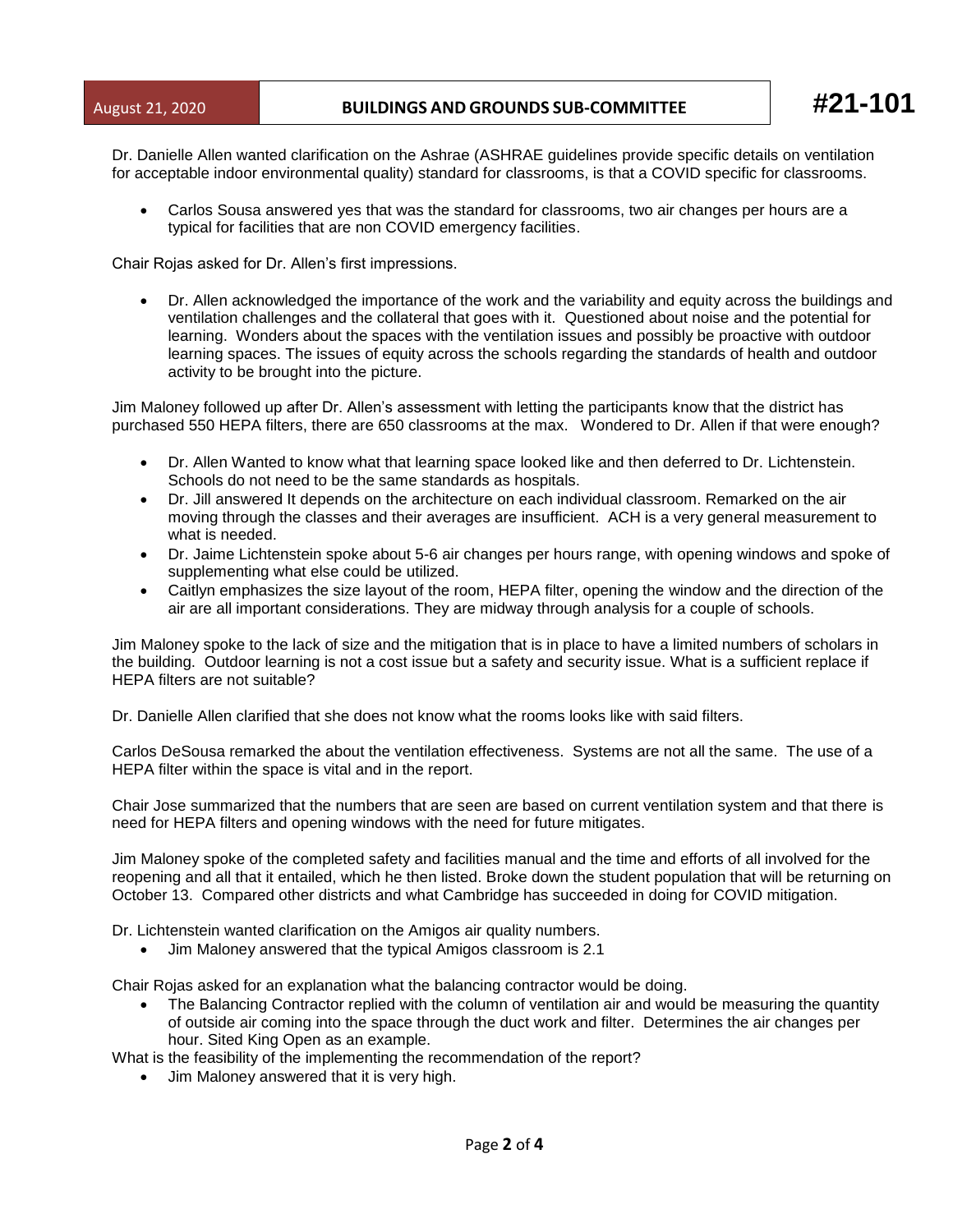Dr. Danielle Allen wanted clarification on the Ashrae (ASHRAE guidelines provide specific details on ventilation for acceptable indoor environmental quality) standard for classrooms, is that a COVID specific for classrooms.

- Carlos Sousa answered yes that was the standard for classrooms, two air changes per hours are a typical for facilities that are non COVID emergency facilities.

Chair Rojas asked for Dr. Allen's first impressions.

- Dr. Allen acknowledged the importance of the work and the variability and equity across the buildings and ventilation challenges and the collateral that goes with it. Questioned about noise and the potential for learning. Wonders about the spaces with the ventilation issues and possibly be proactive with outdoor learning spaces. The issues of equity across the schools regarding the standards of health and outdoor activity to be brought into the picture.

Jim Maloney followed up after Dr. Allen's assessment with letting the participants know that the district has purchased 550 HEPA filters, there are 650 classrooms at the max. Wondered to Dr. Allen if that were enough?

- Dr. Allen Wanted to know what that learning space looked like and then deferred to Dr. Lichtenstein. Schools do not need to be the same standards as hospitals.
- Dr. Jill answered It depends on the architecture on each individual classroom. Remarked on the air moving through the classes and their averages are insufficient. ACH is a very general measurement to what is needed.
- Dr. Jaime Lichtenstein spoke about 5-6 air changes per hours range, with opening windows and spoke of supplementing what else could be utilized.
- Caitlyn emphasizes the size layout of the room, HEPA filter, opening the window and the direction of the air are all important considerations. They are midway through analysis for a couple of schools.

Jim Maloney spoke to the lack of size and the mitigation that is in place to have a limited numbers of scholars in the building. Outdoor learning is not a cost issue but a safety and security issue. What is a sufficient replace if HEPA filters are not suitable?

Dr. Danielle Allen clarified that she does not know what the rooms looks like with said filters.

Carlos DeSousa remarked the about the ventilation effectiveness. Systems are not all the same. The use of a HEPA filter within the space is vital and in the report.

Chair Jose summarized that the numbers that are seen are based on current ventilation system and that there is need for HEPA filters and opening windows with the need for future mitigates.

Jim Maloney spoke of the completed safety and facilities manual and the time and efforts of all involved for the reopening and all that it entailed, which he then listed. Broke down the student population that will be returning on October 13. Compared other districts and what Cambridge has succeeded in doing for COVID mitigation.

Dr. Lichtenstein wanted clarification on the Amigos air quality numbers.

- Jim Maloney answered that the typical Amigos classroom is 2.1

Chair Rojas asked for an explanation what the balancing contractor would be doing.

- The Balancing Contractor replied with the column of ventilation air and would be measuring the quantity of outside air coming into the space through the duct work and filter. Determines the air changes per hour. Sited King Open as an example.

What is the feasibility of the implementing the recommendation of the report?

- Jim Maloney answered that it is very high.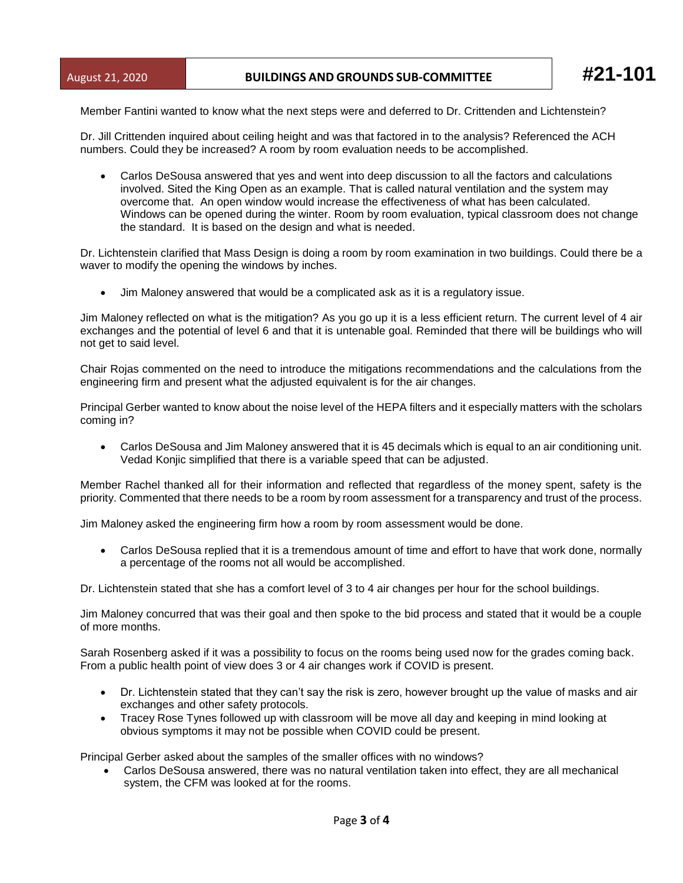Member Fantini wanted to know what the next steps were and deferred to Dr. Crittenden and Lichtenstein?

Dr. Jill Crittenden inquired about ceiling height and was that factored in to the analysis? Referenced the ACH numbers. Could they be increased? A room by room evaluation needs to be accomplished.

- Carlos DeSousa answered that yes and went into deep discussion to all the factors and calculations involved. Sited the King Open as an example. That is called natural ventilation and the system may overcome that. An open window would increase the effectiveness of what has been calculated. Windows can be opened during the winter. Room by room evaluation, typical classroom does not change the standard. It is based on the design and what is needed.

Dr. Lichtenstein clarified that Mass Design is doing a room by room examination in two buildings. Could there be a waver to modify the opening the windows by inches.

- Jim Maloney answered that would be a complicated ask as it is a regulatory issue.

Jim Maloney reflected on what is the mitigation? As you go up it is a less efficient return. The current level of 4 air exchanges and the potential of level 6 and that it is untenable goal. Reminded that there will be buildings who will not get to said level.

Chair Rojas commented on the need to introduce the mitigations recommendations and the calculations from the engineering firm and present what the adjusted equivalent is for the air changes.

Principal Gerber wanted to know about the noise level of the HEPA filters and it especially matters with the scholars coming in?

- Carlos DeSousa and Jim Maloney answered that it is 45 decimals which is equal to an air conditioning unit. Vedad Konjic simplified that there is a variable speed that can be adjusted.

Member Rachel thanked all for their information and reflected that regardless of the money spent, safety is the priority. Commented that there needs to be a room by room assessment for a transparency and trust of the process.

Jim Maloney asked the engineering firm how a room by room assessment would be done.

- Carlos DeSousa replied that it is a tremendous amount of time and effort to have that work done, normally a percentage of the rooms not all would be accomplished.

Dr. Lichtenstein stated that she has a comfort level of 3 to 4 air changes per hour for the school buildings.

Jim Maloney concurred that was their goal and then spoke to the bid process and stated that it would be a couple of more months.

Sarah Rosenberg asked if it was a possibility to focus on the rooms being used now for the grades coming back. From a public health point of view does 3 or 4 air changes work if COVID is present.

- Dr. Lichtenstein stated that they can't say the risk is zero, however brought up the value of masks and air exchanges and other safety protocols.
- Tracey Rose Tynes followed up with classroom will be move all day and keeping in mind looking at obvious symptoms it may not be possible when COVID could be present.

Principal Gerber asked about the samples of the smaller offices with no windows?

- Carlos DeSousa answered, there was no natural ventilation taken into effect, they are all mechanical system, the CFM was looked at for the rooms.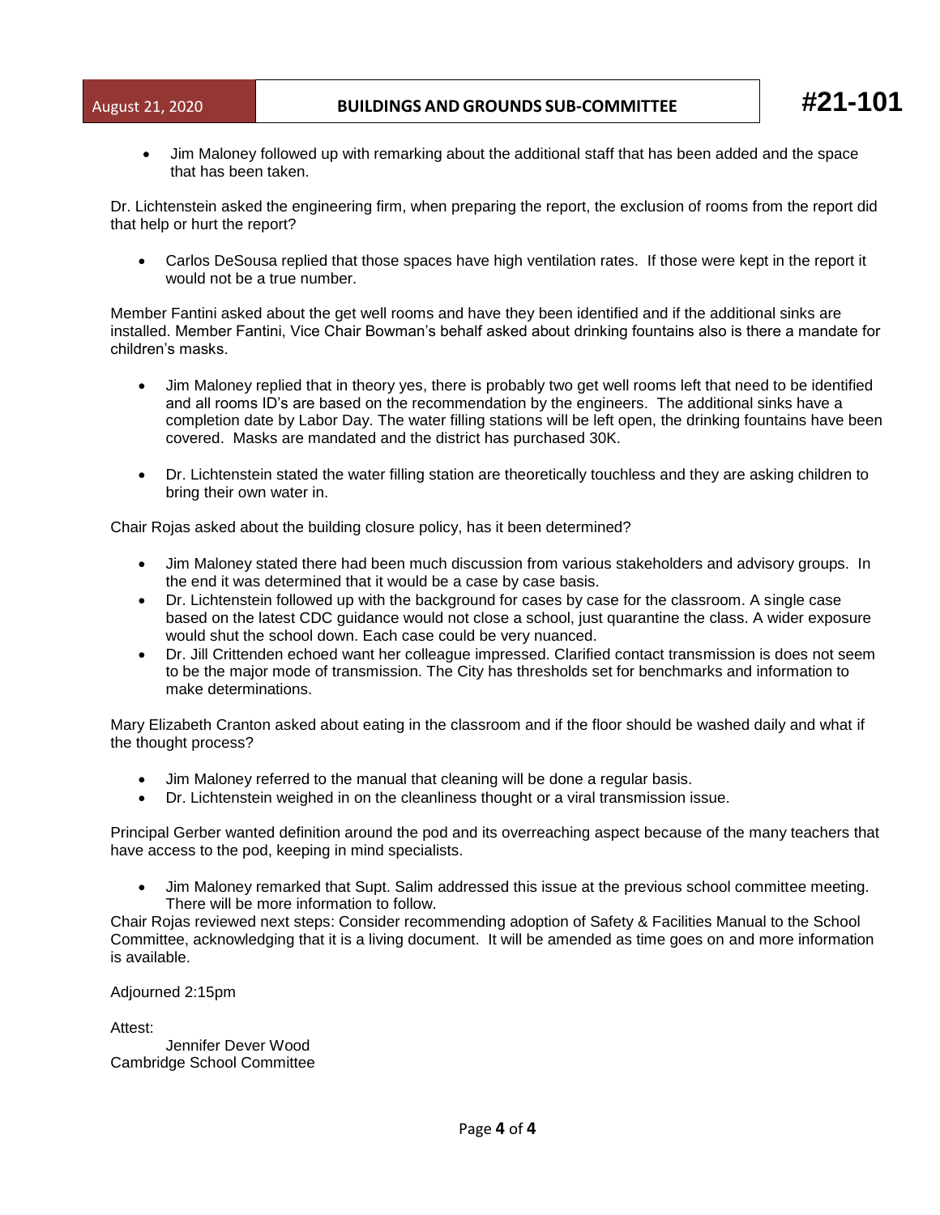- Jim Maloney followed up with remarking about the additional staff that has been added and the space that has been taken.

Dr. Lichtenstein asked the engineering firm, when preparing the report, the exclusion of rooms from the report did that help or hurt the report?

- Carlos DeSousa replied that those spaces have high ventilation rates. If those were kept in the report it would not be a true number.

Member Fantini asked about the get well rooms and have they been identified and if the additional sinks are installed. Member Fantini, Vice Chair Bowman's behalf asked about drinking fountains also is there a mandate for children's masks.

- Jim Maloney replied that in theory yes, there is probably two get well rooms left that need to be identified and all rooms ID's are based on the recommendation by the engineers. The additional sinks have a completion date by Labor Day. The water filling stations will be left open, the drinking fountains have been covered. Masks are mandated and the district has purchased 30K.

- Dr. Lichtenstein stated the water filling station are theoretically touchless and they are asking children to bring their own water in.

Chair Rojas asked about the building closure policy, has it been determined?

- Jim Maloney stated there had been much discussion from various stakeholders and advisory groups. In the end it was determined that it would be a case by case basis.
- Dr. Lichtenstein followed up with the background for cases by case for the classroom. A single case based on the latest CDC guidance would not close a school, just quarantine the class. A wider exposure would shut the school down. Each case could be very nuanced.
- Dr. Jill Crittenden echoed want her colleague impressed. Clarified contact transmission is does not seem to be the major mode of transmission. The City has thresholds set for benchmarks and information to make determinations.

Mary Elizabeth Cranton asked about eating in the classroom and if the floor should be washed daily and what if the thought process?

- Jim Maloney referred to the manual that cleaning will be done a regular basis.
- Dr. Lichtenstein weighed in on the cleanliness thought or a viral transmission issue.

Principal Gerber wanted definition around the pod and its overreaching aspect because of the many teachers that have access to the pod, keeping in mind specialists.

- Jim Maloney remarked that Supt. Salim addressed this issue at the previous school committee meeting. There will be more information to follow.

Chair Rojas reviewed next steps: Consider recommending adoption of Safety & Facilities Manual to the School Committee, acknowledging that it is a living document. It will be amended as time goes on and more information is available.

Adjourned 2:15pm

Attest:
Jennifer Dever Wood
Cambridge School Committee